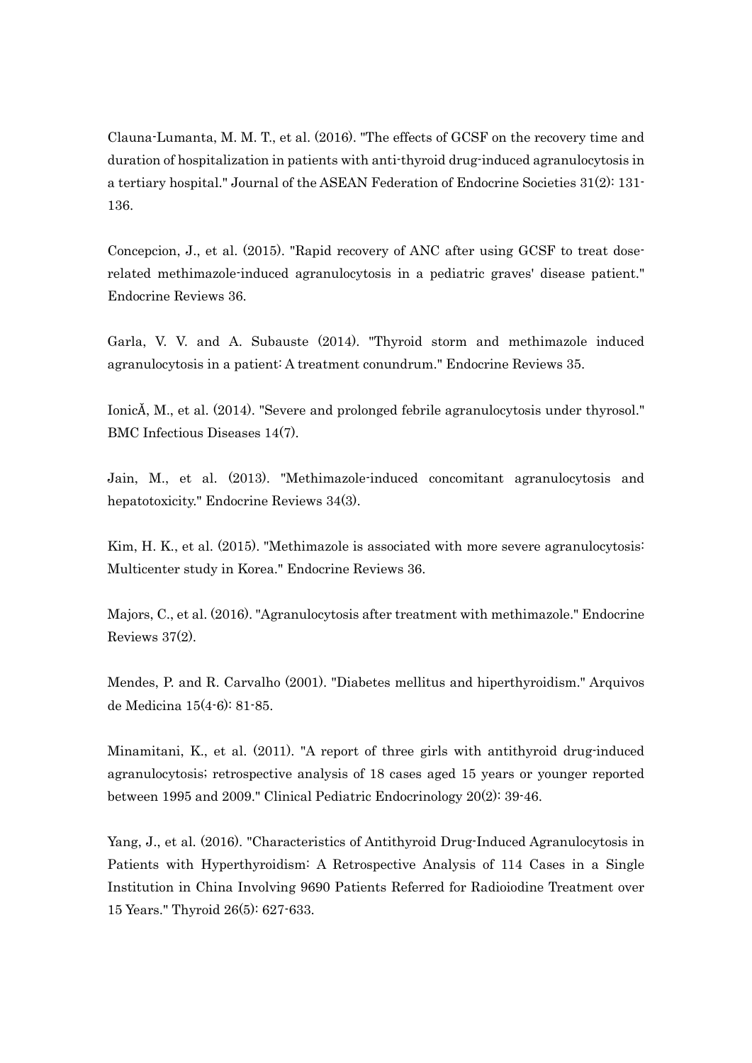Clauna-Lumanta, M. M. T., et al. (2016). "The effects of GCSF on the recovery time and duration of hospitalization in patients with anti-thyroid drug-induced agranulocytosis in a tertiary hospital." Journal of the ASEAN Federation of Endocrine Societies 31(2): 131-136.

Concepcion, J., et al. (2015). "Rapid recovery of ANC after using GCSF to treat dose-related methimazole-induced agranulocytosis in a pediatric graves' disease patient." Endocrine Reviews 36.

Garla, V. V. and A. Subauste (2014). "Thyroid storm and methimazole induced agranulocytosis in a patient: A treatment conundrum." Endocrine Reviews 35.

IonicĂ, M., et al. (2014). "Severe and prolonged febrile agranulocytosis under thyrosol." BMC Infectious Diseases 14(7).

Jain, M., et al. (2013). "Methimazole-induced concomitant agranulocytosis and hepatotoxicity." Endocrine Reviews 34(3).

Kim, H. K., et al. (2015). "Methimazole is associated with more severe agranulocytosis: Multicenter study in Korea." Endocrine Reviews 36.

Majors, C., et al. (2016). "Agranulocytosis after treatment with methimazole." Endocrine Reviews 37(2).

Mendes, P. and R. Carvalho (2001). "Diabetes mellitus and hiperthyroidism." Arquivos de Medicina 15(4-6): 81-85.

Minamitani, K., et al. (2011). "A report of three girls with antithyroid drug-induced agranulocytosis; retrospective analysis of 18 cases aged 15 years or younger reported between 1995 and 2009." Clinical Pediatric Endocrinology 20(2): 39-46.

Yang, J., et al. (2016). "Characteristics of Antithyroid Drug-Induced Agranulocytosis in Patients with Hyperthyroidism: A Retrospective Analysis of 114 Cases in a Single Institution in China Involving 9690 Patients Referred for Radioiodine Treatment over 15 Years." Thyroid 26(5): 627-633.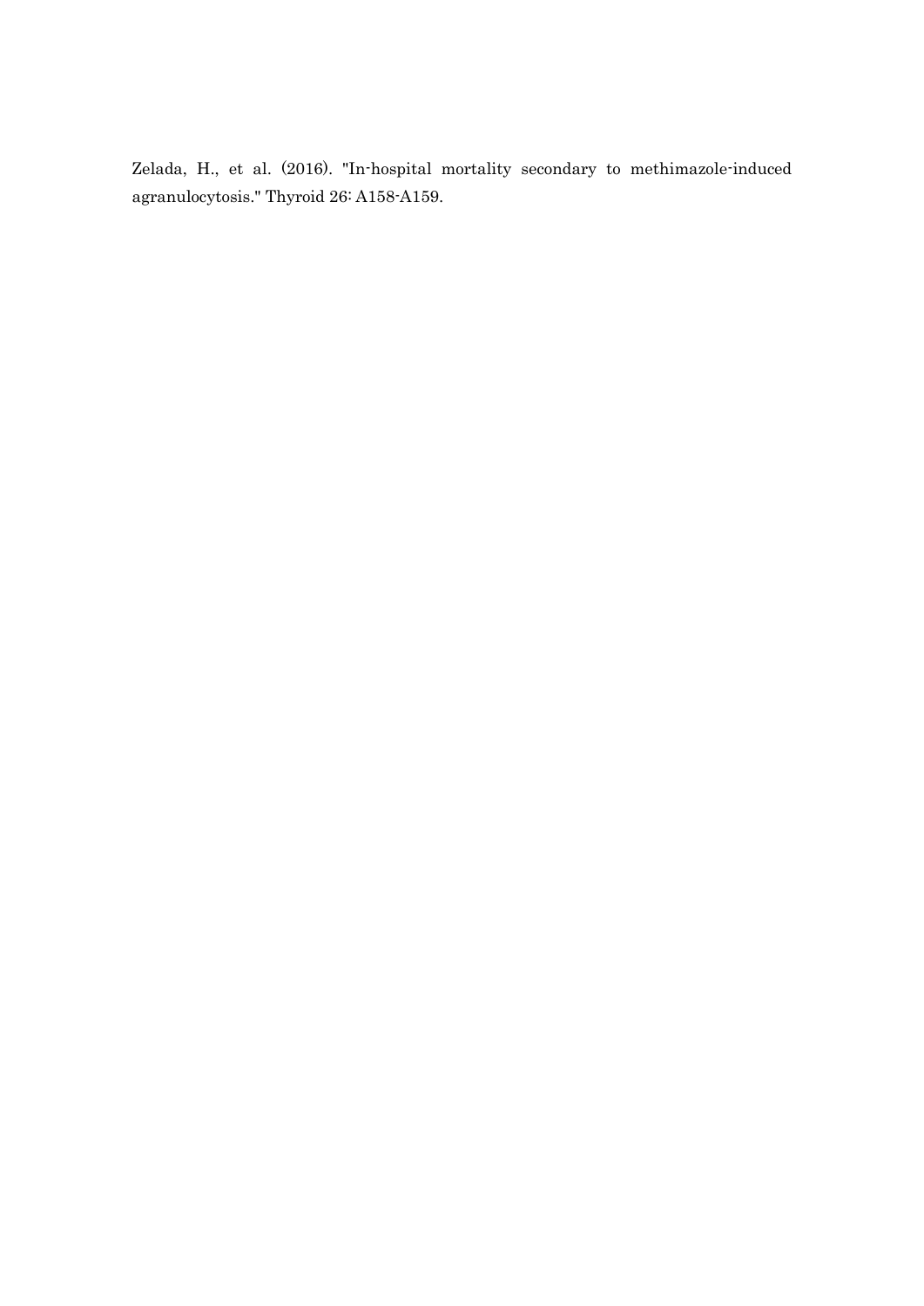Zelada, H., et al. (2016). "In-hospital mortality secondary to methimazole-induced agranulocytosis." Thyroid 26: A158-A159.